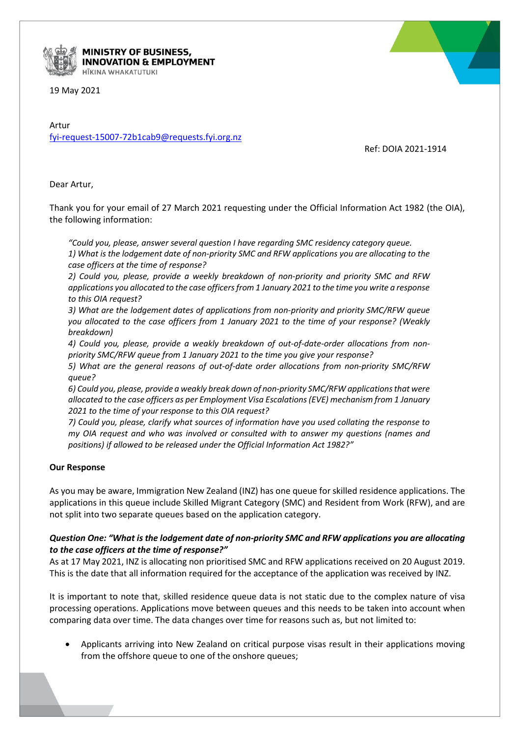**MINISTRY OF BUSINESS, INNOVATION & EMPLOYMENT**
HĪKINA WHAKATUTUKI

19 May 2021

Artur
fyi-request-15007-72b1cab9@requests.fyi.org.nz

Ref: DOIA 2021-1914

Dear Artur,

Thank you for your email of 27 March 2021 requesting under the Official Information Act 1982 (the OIA), the following information:

> *"Could you, please, answer several question I have regarding SMC residency category queue.*
> *1) What is the lodgement date of non-priority SMC and RFW applications you are allocating to the case officers at the time of response?*
> *2) Could you, please, provide a weekly breakdown of non-priority and priority SMC and RFW applications you allocated to the case officers from 1 January 2021 to the time you write a response to this OIA request?*
> *3) What are the lodgement dates of applications from non-priority and priority SMC/RFW queue you allocated to the case officers from 1 January 2021 to the time of your response? (Weakly breakdown)*
> *4) Could you, please, provide a weakly breakdown of out-of-date-order allocations from non-priority SMC/RFW queue from 1 January 2021 to the time you give your response?*
> *5) What are the general reasons of out-of-date order allocations from non-priority SMC/RFW queue?*
> *6) Could you, please, provide a weakly break down of non-priority SMC/RFW applications that were allocated to the case officers as per Employment Visa Escalations (EVE) mechanism from 1 January 2021 to the time of your response to this OIA request?*
> *7) Could you, please, clarify what sources of information have you used collating the response to my OIA request and who was involved or consulted with to answer my questions (names and positions) if allowed to be released under the Official Information Act 1982?"*

**Our Response**

As you may be aware, Immigration New Zealand (INZ) has one queue for skilled residence applications. The applications in this queue include Skilled Migrant Category (SMC) and Resident from Work (RFW), and are not split into two separate queues based on the application category.

***Question One: "What is the lodgement date of non-priority SMC and RFW applications you are allocating to the case officers at the time of response?"***

As at 17 May 2021, INZ is allocating non prioritised SMC and RFW applications received on 20 August 2019. This is the date that all information required for the acceptance of the application was received by INZ.

It is important to note that, skilled residence queue data is not static due to the complex nature of visa processing operations. Applications move between queues and this needs to be taken into account when comparing data over time. The data changes over time for reasons such as, but not limited to:

- Applicants arriving into New Zealand on critical purpose visas result in their applications moving from the offshore queue to one of the onshore queues;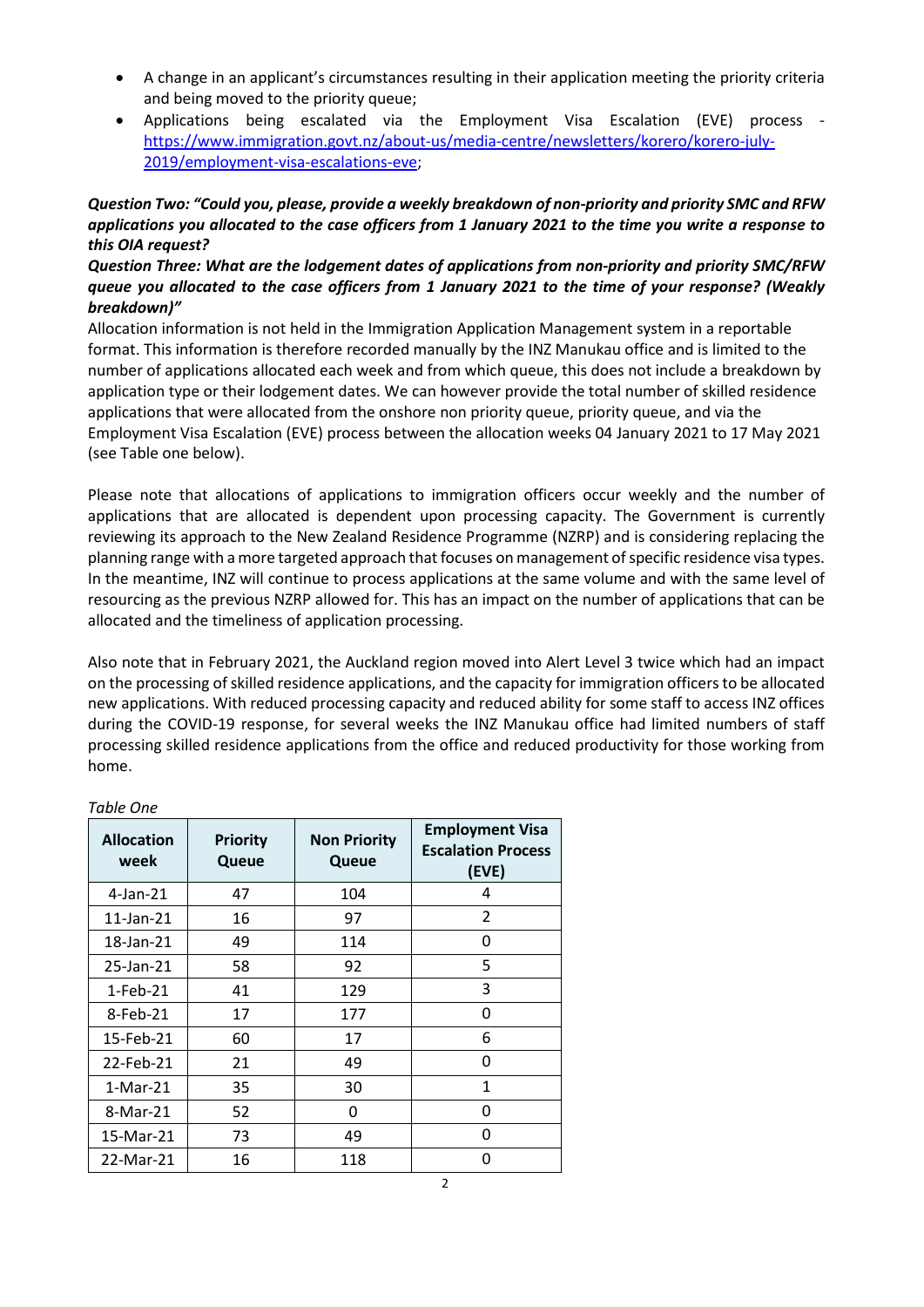- A change in an applicant's circumstances resulting in their application meeting the priority criteria and being moved to the priority queue;
- Applications being escalated via the Employment Visa Escalation (EVE) process - https://www.immigration.govt.nz/about-us/media-centre/newsletters/korero/korero-july-2019/employment-visa-escalations-eve;

***Question Two: "Could you, please, provide a weekly breakdown of non-priority and priority SMC and RFW applications you allocated to the case officers from 1 January 2021 to the time you write a response to this OIA request?***

***Question Three: What are the lodgement dates of applications from non-priority and priority SMC/RFW queue you allocated to the case officers from 1 January 2021 to the time of your response? (Weakly breakdown)"***

Allocation information is not held in the Immigration Application Management system in a reportable format. This information is therefore recorded manually by the INZ Manukau office and is limited to the number of applications allocated each week and from which queue, this does not include a breakdown by application type or their lodgement dates. We can however provide the total number of skilled residence applications that were allocated from the onshore non priority queue, priority queue, and via the Employment Visa Escalation (EVE) process between the allocation weeks 04 January 2021 to 17 May 2021 (see Table one below).

Please note that allocations of applications to immigration officers occur weekly and the number of applications that are allocated is dependent upon processing capacity. The Government is currently reviewing its approach to the New Zealand Residence Programme (NZRP) and is considering replacing the planning range with a more targeted approach that focuses on management of specific residence visa types. In the meantime, INZ will continue to process applications at the same volume and with the same level of resourcing as the previous NZRP allowed for. This has an impact on the number of applications that can be allocated and the timeliness of application processing.

Also note that in February 2021, the Auckland region moved into Alert Level 3 twice which had an impact on the processing of skilled residence applications, and the capacity for immigration officers to be allocated new applications. With reduced processing capacity and reduced ability for some staff to access INZ offices during the COVID-19 response, for several weeks the INZ Manukau office had limited numbers of staff processing skilled residence applications from the office and reduced productivity for those working from home.

*Table One*

| Allocation week | Priority Queue | Non Priority Queue | Employment Visa Escalation Process (EVE) |
|---|---|---|---|
| 4-Jan-21 | 47 | 104 | 4 |
| 11-Jan-21 | 16 | 97 | 2 |
| 18-Jan-21 | 49 | 114 | 0 |
| 25-Jan-21 | 58 | 92 | 5 |
| 1-Feb-21 | 41 | 129 | 3 |
| 8-Feb-21 | 17 | 177 | 0 |
| 15-Feb-21 | 60 | 17 | 6 |
| 22-Feb-21 | 21 | 49 | 0 |
| 1-Mar-21 | 35 | 30 | 1 |
| 8-Mar-21 | 52 | 0 | 0 |
| 15-Mar-21 | 73 | 49 | 0 |
| 22-Mar-21 | 16 | 118 | 0 |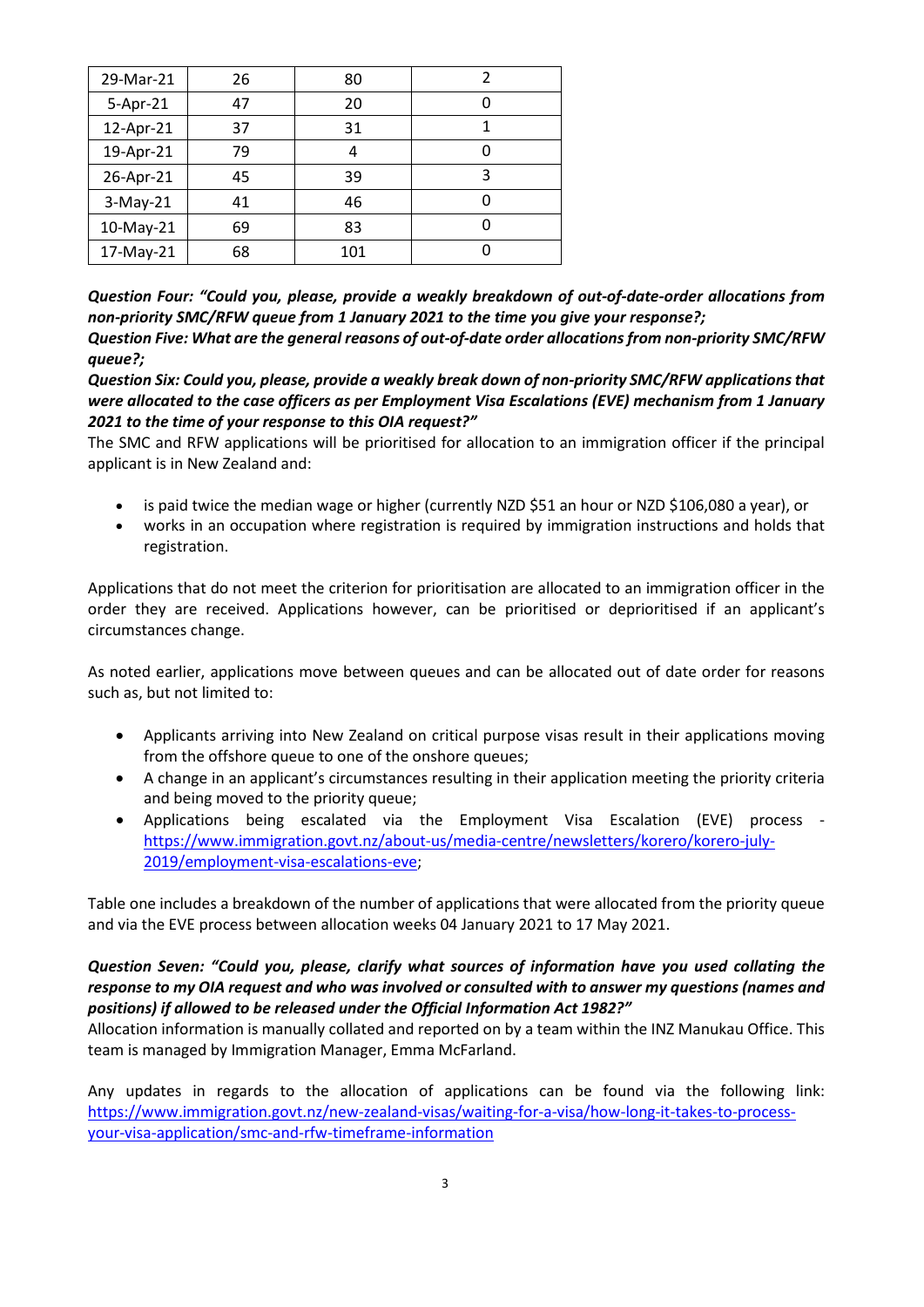| 29-Mar-21 | 26 | 80 | 2 |
|---|---|---|---|
| 5-Apr-21 | 47 | 20 | 0 |
| 12-Apr-21 | 37 | 31 | 1 |
| 19-Apr-21 | 79 | 4 | 0 |
| 26-Apr-21 | 45 | 39 | 3 |
| 3-May-21 | 41 | 46 | 0 |
| 10-May-21 | 69 | 83 | 0 |
| 17-May-21 | 68 | 101 | 0 |

***Question Four: "Could you, please, provide a weakly breakdown of out-of-date-order allocations from non-priority SMC/RFW queue from 1 January 2021 to the time you give your response?;***
***Question Five: What are the general reasons of out-of-date order allocations from non-priority SMC/RFW queue?;***
***Question Six: Could you, please, provide a weakly break down of non-priority SMC/RFW applications that were allocated to the case officers as per Employment Visa Escalations (EVE) mechanism from 1 January 2021 to the time of your response to this OIA request?"***

The SMC and RFW applications will be prioritised for allocation to an immigration officer if the principal applicant is in New Zealand and:

- is paid twice the median wage or higher (currently NZD $51 an hour or NZD $106,080 a year), or
- works in an occupation where registration is required by immigration instructions and holds that registration.

Applications that do not meet the criterion for prioritisation are allocated to an immigration officer in the order they are received. Applications however, can be prioritised or deprioritised if an applicant's circumstances change.

As noted earlier, applications move between queues and can be allocated out of date order for reasons such as, but not limited to:

- Applicants arriving into New Zealand on critical purpose visas result in their applications moving from the offshore queue to one of the onshore queues;
- A change in an applicant's circumstances resulting in their application meeting the priority criteria and being moved to the priority queue;
- Applications being escalated via the Employment Visa Escalation (EVE) process - https://www.immigration.govt.nz/about-us/media-centre/newsletters/korero/korero-july-2019/employment-visa-escalations-eve;

Table one includes a breakdown of the number of applications that were allocated from the priority queue and via the EVE process between allocation weeks 04 January 2021 to 17 May 2021.

***Question Seven: "Could you, please, clarify what sources of information have you used collating the response to my OIA request and who was involved or consulted with to answer my questions (names and positions) if allowed to be released under the Official Information Act 1982?"***

Allocation information is manually collated and reported on by a team within the INZ Manukau Office. This team is managed by Immigration Manager, Emma McFarland.

Any updates in regards to the allocation of applications can be found via the following link: https://www.immigration.govt.nz/new-zealand-visas/waiting-for-a-visa/how-long-it-takes-to-process-your-visa-application/smc-and-rfw-timeframe-information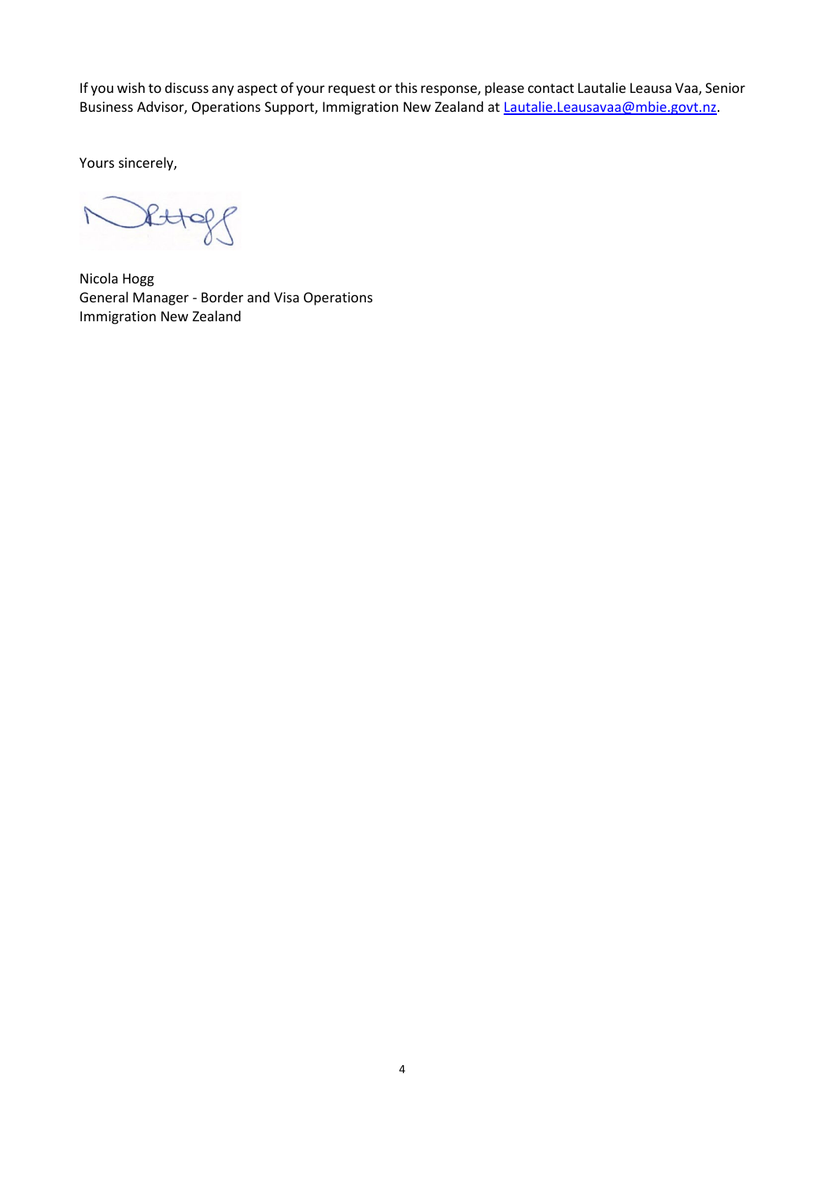If you wish to discuss any aspect of your request or this response, please contact Lautalie Leausa Vaa, Senior Business Advisor, Operations Support, Immigration New Zealand at Lautalie.Leausavaa@mbie.govt.nz.

Yours sincerely,

Nicola Hogg
General Manager - Border and Visa Operations
Immigration New Zealand